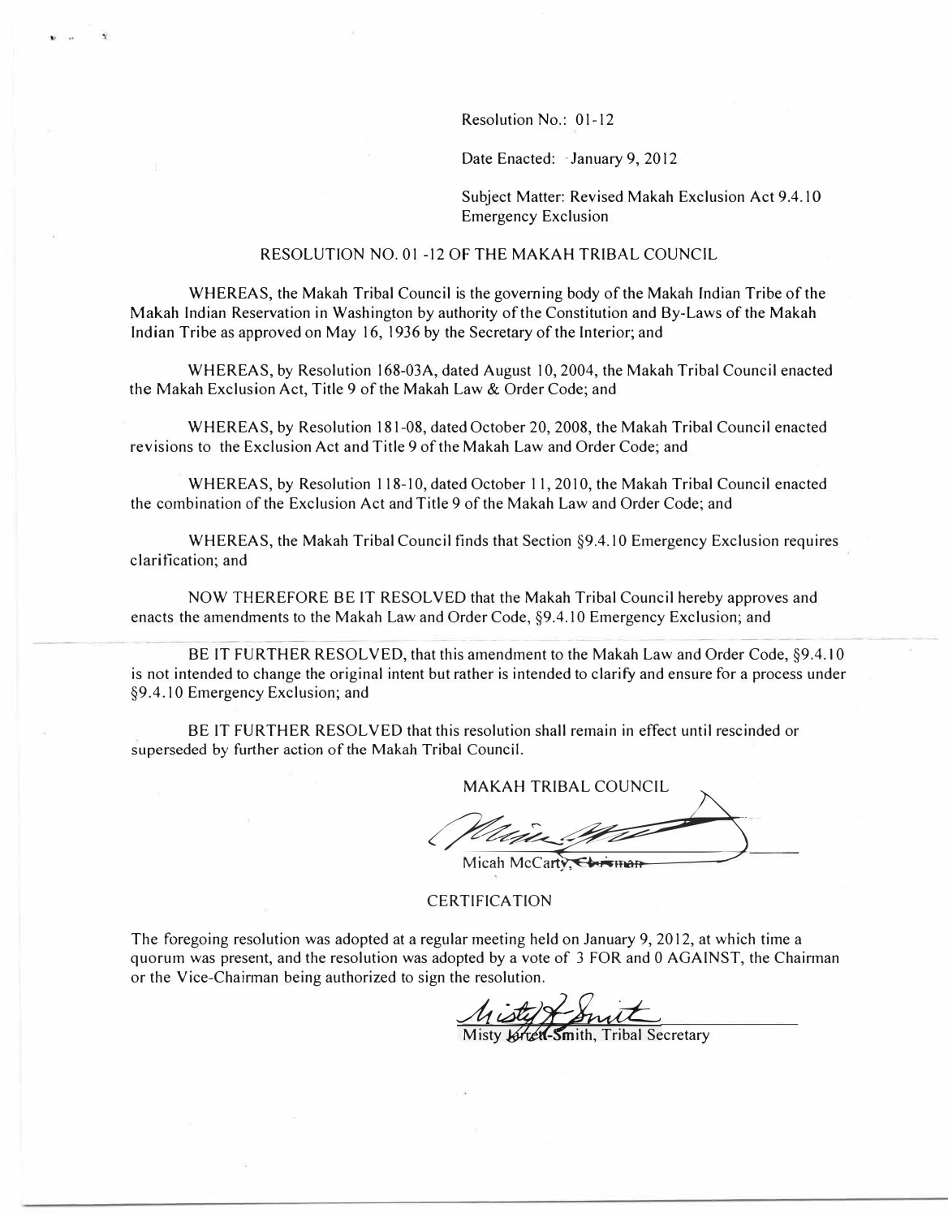Resolution No.: 01-12

Date Enacted: January 9, 2012

Subject Matter: Revised Makah Exclusion Act 9.4.10 Emergency Exclusion

## RESOLUTION NO. 01 -12 OF THE MAKAH TRIBAL COUNCIL

WHEREAS, the Makah Tribal Council is the governing body of the Makah Indian Tribe of the Makah Indian Reservation in Washington by authority of the Constitution and By-Laws of the Makah Indian Tribe as approved on May 16, 1936 by the Secretary of the Interior; and

WHEREAS, by Resolution 168-03A, dated August 10, 2004, the Makah Tribal Council enacted the Makah Exclusion Act, Title 9 of the Makah Law & Order Code; and

WHEREAS, by Resolution 181-08, dated October 20, 2008, the Makah Tribal Council enacted revisions to the Exclusion Act and Title 9 of the Makah Law and Order Code; and

WHEREAS, by Resolution 118-10, dated October 11, 2010, the Makah Tribal Council enacted the combination of the Exclusion Act and Title 9 of the Makah Law and Order Code; and

WHEREAS, the Makah Tribal Council finds that Section §9.4.10 Emergency Exclusion requires clarification; and

NOW THEREFORE BE IT RESOLVED that the Makah Tribal Council hereby approves and enacts the amendments to the Makah Law and Order Code, §9.4.10 Emergency Exclusion; and

BE IT FURTHER RESOLVED, that this amendment to the Makah Law and Order Code, §9.4.10 is not intended to change the original intent but rather is intended to clarify and ensure for a process under §9.4.10 Emergency Exclusion; and

BE IT FURTHER RESOLVED that this resolution shall remain in effect until rescinded or superseded by further action of the Makah Tribal Council.

MAKAH TRIBAL COUNCIL

Micah McCarty, Chairman

## CERTIFICATION

The foregoing resolution was adopted at a regular meeting held on January 9, 2012, at which time a quorum was present, and the resolution was adopted by a vote of 3 FOR and 0 AGAINST, the Chairman or the Vice-Chairman being authorized to sign the resolution.

Misty Jarrett-Smith, Tribal Secretary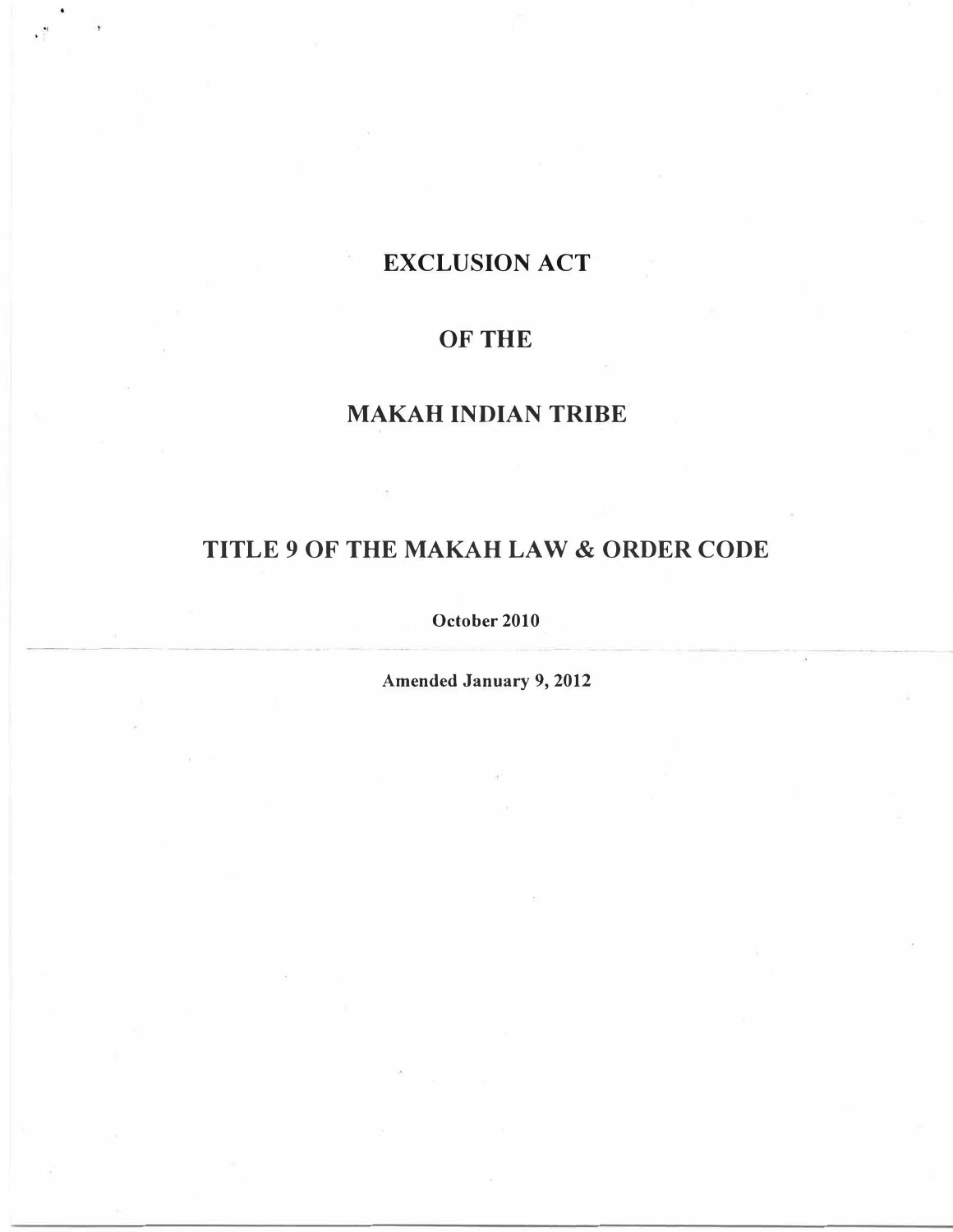# EXCLUSION ACT

# OF THE

# MAKAH INDIAN TRIBE

# TITLE 9 OF THE MAKAH LAW & ORDER CODE

**October 2010**

---

**Amended January 9, 2012**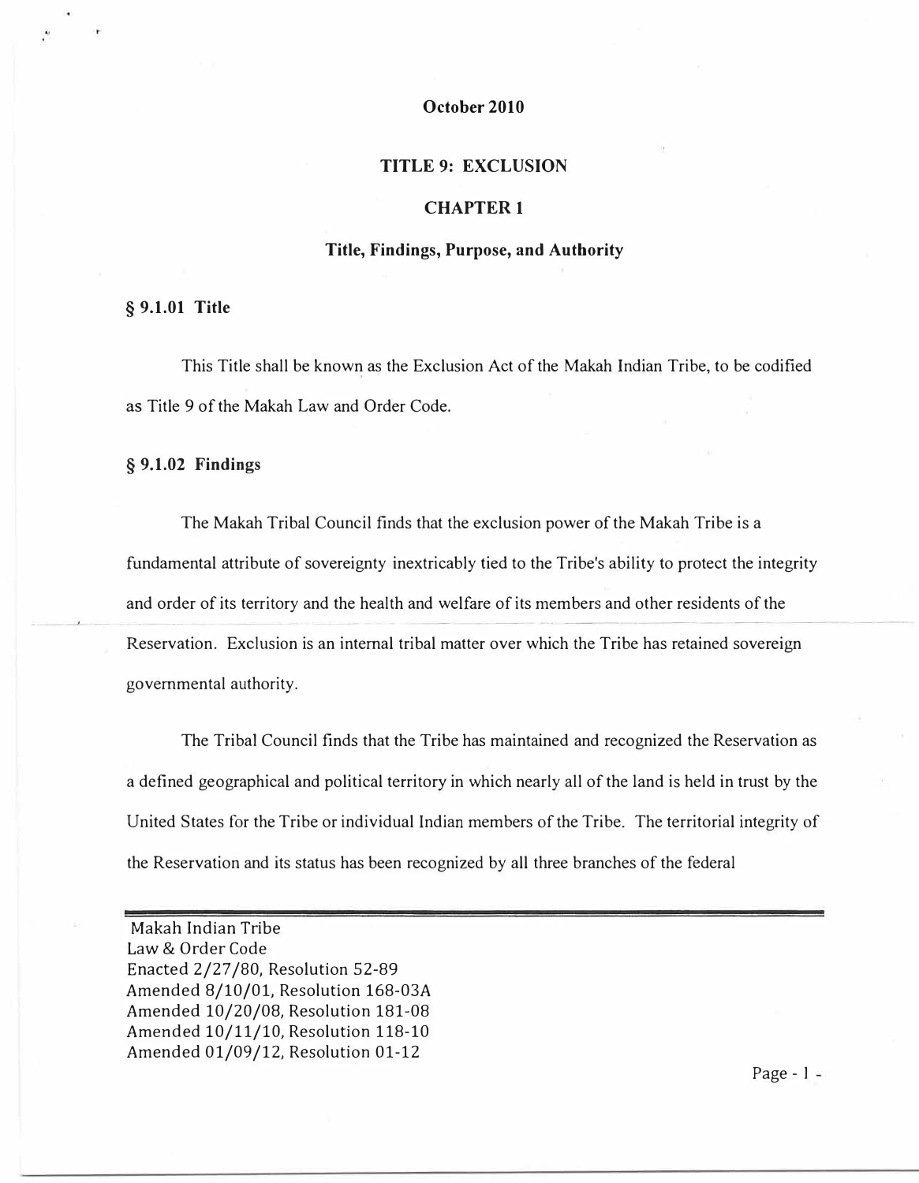October 2010

# TITLE 9: EXCLUSION

## CHAPTER 1

### Title, Findings, Purpose, and Authority

**§ 9.1.01 Title**

This Title shall be known as the Exclusion Act of the Makah Indian Tribe, to be codified as Title 9 of the Makah Law and Order Code.

**§ 9.1.02 Findings**

The Makah Tribal Council finds that the exclusion power of the Makah Tribe is a fundamental attribute of sovereignty inextricably tied to the Tribe's ability to protect the integrity and order of its territory and the health and welfare of its members and other residents of the Reservation. Exclusion is an internal tribal matter over which the Tribe has retained sovereign governmental authority.

The Tribal Council finds that the Tribe has maintained and recognized the Reservation as a defined geographical and political territory in which nearly all of the land is held in trust by the United States for the Tribe or individual Indian members of the Tribe. The territorial integrity of the Reservation and its status has been recognized by all three branches of the federal

Makah Indian Tribe
Law & Order Code
Enacted 2/27/80, Resolution 52-89
Amended 8/10/01, Resolution 168-03A
Amended 10/20/08, Resolution 181-08
Amended 10/11/10, Resolution 118-10
Amended 01/09/12, Resolution 01-12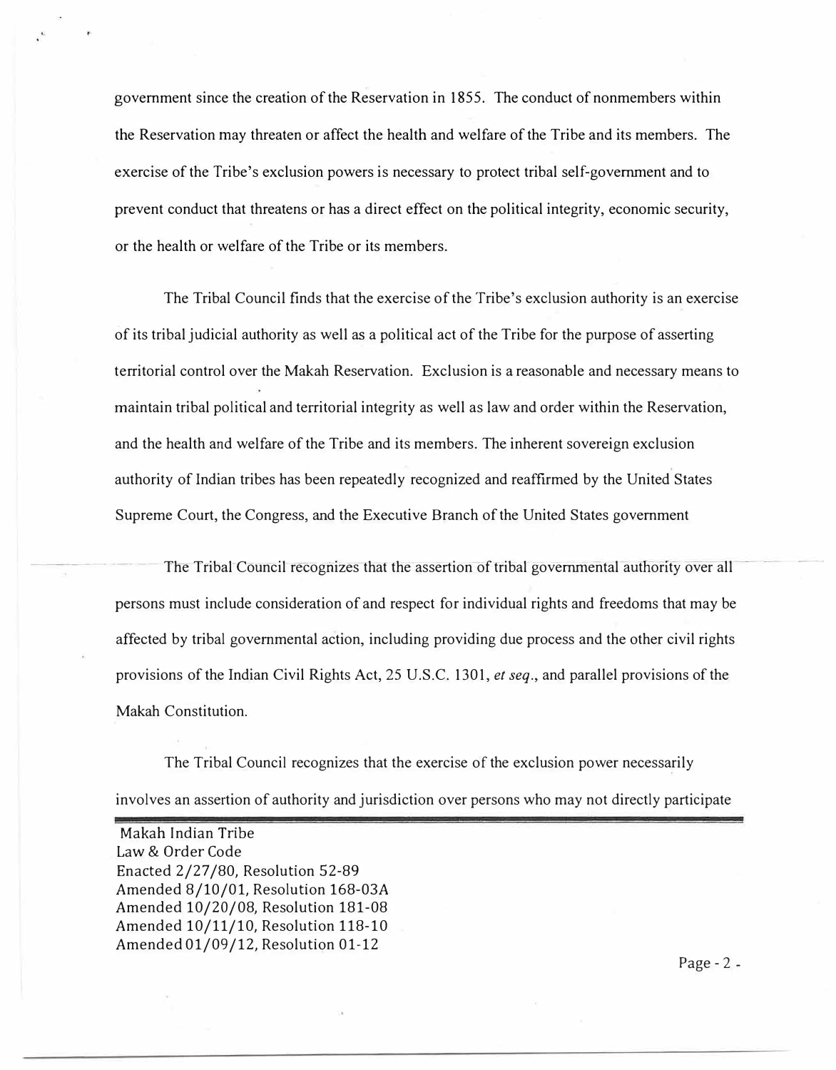government since the creation of the Reservation in 1855. The conduct of nonmembers within the Reservation may threaten or affect the health and welfare of the Tribe and its members. The exercise of the Tribe's exclusion powers is necessary to protect tribal self-government and to prevent conduct that threatens or has a direct effect on the political integrity, economic security, or the health or welfare of the Tribe or its members.

The Tribal Council finds that the exercise of the Tribe's exclusion authority is an exercise of its tribal judicial authority as well as a political act of the Tribe for the purpose of asserting territorial control over the Makah Reservation. Exclusion is a reasonable and necessary means to maintain tribal political and territorial integrity as well as law and order within the Reservation, and the health and welfare of the Tribe and its members. The inherent sovereign exclusion authority of Indian tribes has been repeatedly recognized and reaffirmed by the United States Supreme Court, the Congress, and the Executive Branch of the United States government

The Tribal Council recognizes that the assertion of tribal governmental authority over all persons must include consideration of and respect for individual rights and freedoms that may be affected by tribal governmental action, including providing due process and the other civil rights provisions of the Indian Civil Rights Act, 25 U.S.C. 1301, *et seq*., and parallel provisions of the Makah Constitution.

The Tribal Council recognizes that the exercise of the exclusion power necessarily involves an assertion of authority and jurisdiction over persons who may not directly participate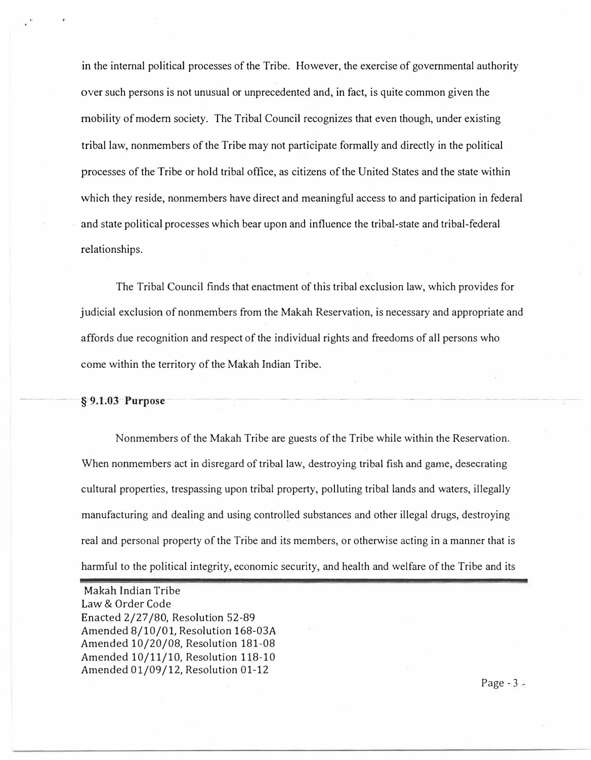in the internal political processes of the Tribe. However, the exercise of governmental authority over such persons is not unusual or unprecedented and, in fact, is quite common given the mobility of modern society. The Tribal Council recognizes that even though, under existing tribal law, nonmembers of the Tribe may not participate formally and directly in the political processes of the Tribe or hold tribal office, as citizens of the United States and the state within which they reside, nonmembers have direct and meaningful access to and participation in federal and state political processes which bear upon and influence the tribal-state and tribal-federal relationships.

The Tribal Council finds that enactment of this tribal exclusion law, which provides for judicial exclusion of nonmembers from the Makah Reservation, is necessary and appropriate and affords due recognition and respect of the individual rights and freedoms of all persons who come within the territory of the Makah Indian Tribe.

### § 9.1.03 Purpose

Nonmembers of the Makah Tribe are guests of the Tribe while within the Reservation. When nonmembers act in disregard of tribal law, destroying tribal fish and game, desecrating cultural properties, trespassing upon tribal property, polluting tribal lands and waters, illegally manufacturing and dealing and using controlled substances and other illegal drugs, destroying real and personal property of the Tribe and its members, or otherwise acting in a manner that is harmful to the political integrity, economic security, and health and welfare of the Tribe and its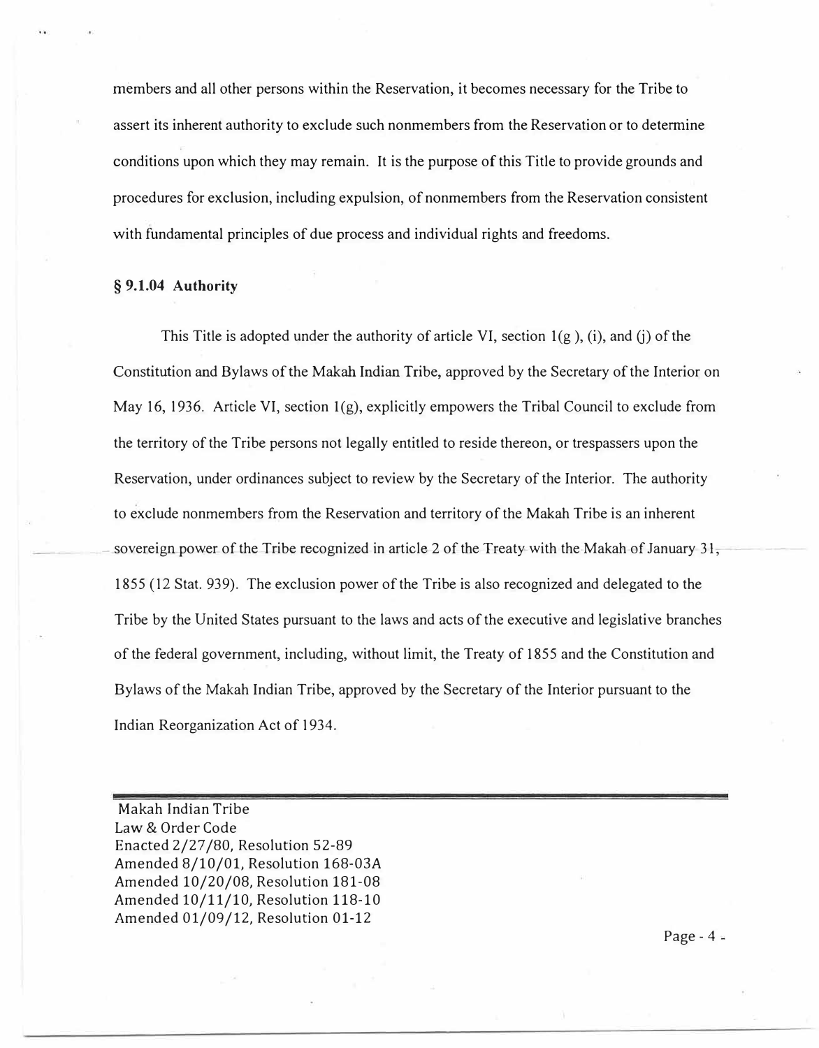members and all other persons within the Reservation, it becomes necessary for the Tribe to assert its inherent authority to exclude such nonmembers from the Reservation or to determine conditions upon which they may remain. It is the purpose of this Title to provide grounds and procedures for exclusion, including expulsion, of nonmembers from the Reservation consistent with fundamental principles of due process and individual rights and freedoms.

### § 9.1.04 Authority

This Title is adopted under the authority of article VI, section 1(g ), (i), and (j) of the Constitution and Bylaws of the Makah Indian Tribe, approved by the Secretary of the Interior on May 16, 1936. Article VI, section 1(g), explicitly empowers the Tribal Council to exclude from the territory of the Tribe persons not legally entitled to reside thereon, or trespassers upon the Reservation, under ordinances subject to review by the Secretary of the Interior. The authority to exclude nonmembers from the Reservation and territory of the Makah Tribe is an inherent sovereign power of the Tribe recognized in article 2 of the Treaty with the Makah of January 31, 1855 (12 Stat. 939). The exclusion power of the Tribe is also recognized and delegated to the Tribe by the United States pursuant to the laws and acts of the executive and legislative branches of the federal government, including, without limit, the Treaty of 1855 and the Constitution and Bylaws of the Makah Indian Tribe, approved by the Secretary of the Interior pursuant to the Indian Reorganization Act of 1934.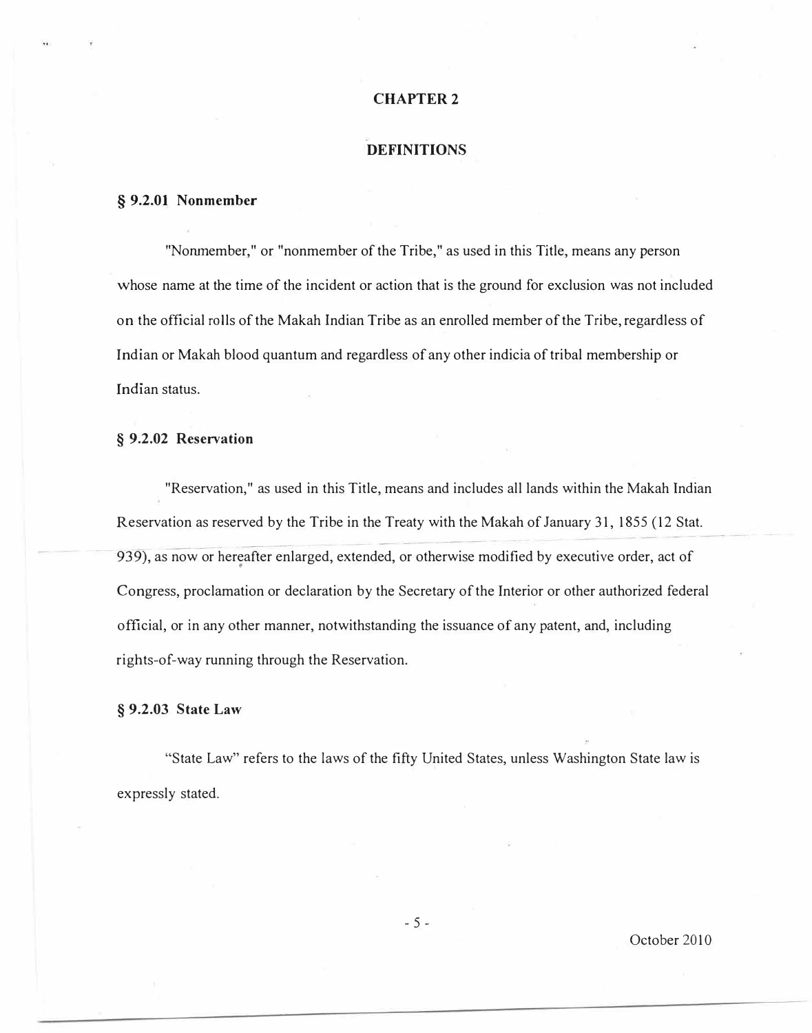# CHAPTER 2

## DEFINITIONS

### § 9.2.01 Nonmember

"Nonmember," or "nonmember of the Tribe," as used in this Title, means any person whose name at the time of the incident or action that is the ground for exclusion was not included on the official rolls of the Makah Indian Tribe as an enrolled member of the Tribe, regardless of Indian or Makah blood quantum and regardless of any other indicia of tribal membership or Indian status.

### § 9.2.02 Reservation

"Reservation," as used in this Title, means and includes all lands within the Makah Indian Reservation as reserved by the Tribe in the Treaty with the Makah of January 31, 1855 (12 Stat. 939), as now or hereafter enlarged, extended, or otherwise modified by executive order, act of Congress, proclamation or declaration by the Secretary of the Interior or other authorized federal official, or in any other manner, notwithstanding the issuance of any patent, and, including rights-of-way running through the Reservation.

### § 9.2.03 State Law

"State Law" refers to the laws of the fifty United States, unless Washington State law is expressly stated.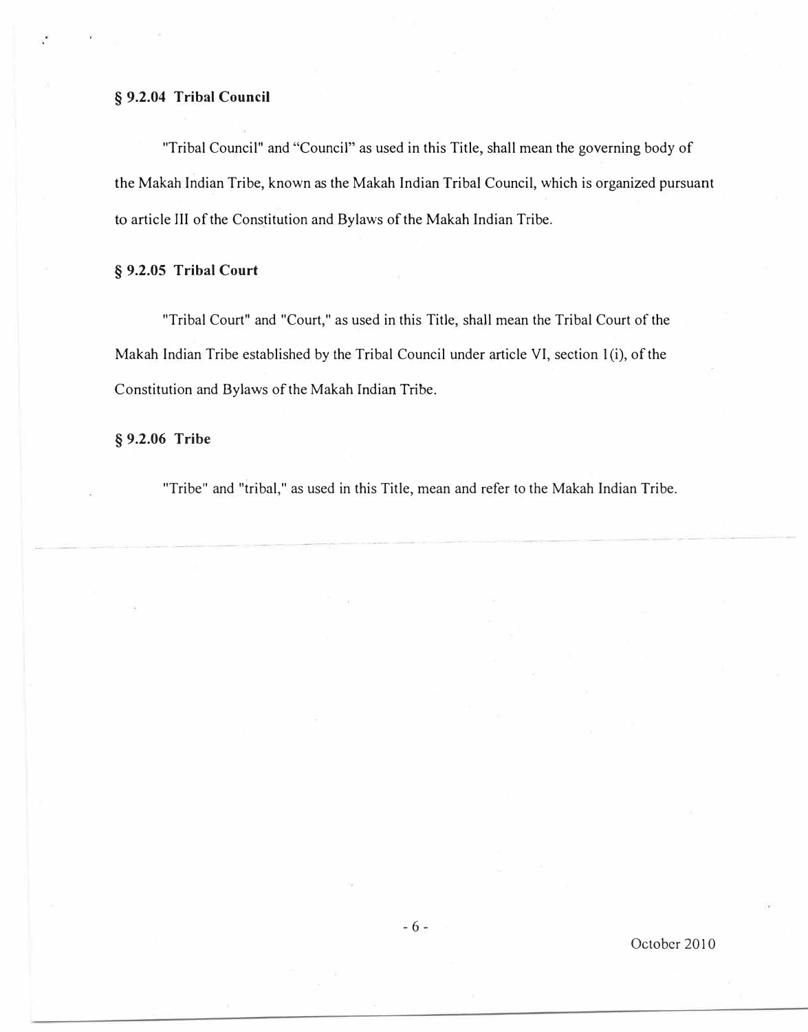### § 9.2.04 Tribal Council

"Tribal Council" and "Council" as used in this Title, shall mean the governing body of the Makah Indian Tribe, known as the Makah Indian Tribal Council, which is organized pursuant to article III of the Constitution and Bylaws of the Makah Indian Tribe.

### § 9.2.05 Tribal Court

"Tribal Court" and "Court," as used in this Title, shall mean the Tribal Court of the Makah Indian Tribe established by the Tribal Council under article VI, section 1(i), of the Constitution and Bylaws of the Makah Indian Tribe.

### § 9.2.06 Tribe

"Tribe" and "tribal," as used in this Title, mean and refer to the Makah Indian Tribe.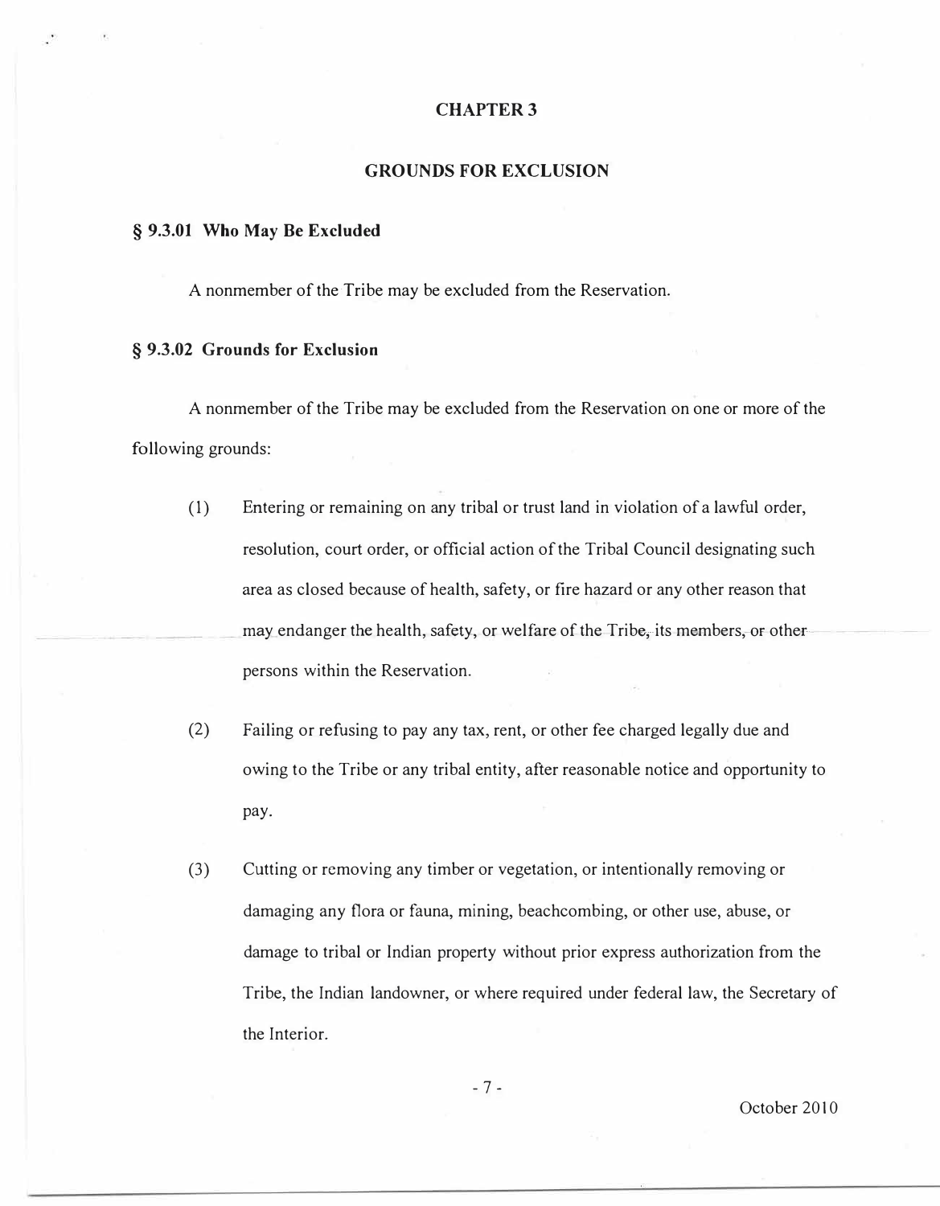# CHAPTER 3

## GROUNDS FOR EXCLUSION

### § 9.3.01 Who May Be Excluded

A nonmember of the Tribe may be excluded from the Reservation.

### § 9.3.02 Grounds for Exclusion

A nonmember of the Tribe may be excluded from the Reservation on one or more of the following grounds:

(1) Entering or remaining on any tribal or trust land in violation of a lawful order, resolution, court order, or official action of the Tribal Council designating such area as closed because of health, safety, or fire hazard or any other reason that may endanger the health, safety, or welfare of the Tribe, its members, or other persons within the Reservation.

(2) Failing or refusing to pay any tax, rent, or other fee charged legally due and owing to the Tribe or any tribal entity, after reasonable notice and opportunity to pay.

(3) Cutting or removing any timber or vegetation, or intentionally removing or damaging any flora or fauna, mining, beachcombing, or other use, abuse, or damage to tribal or Indian property without prior express authorization from the Tribe, the Indian landowner, or where required under federal law, the Secretary of the Interior.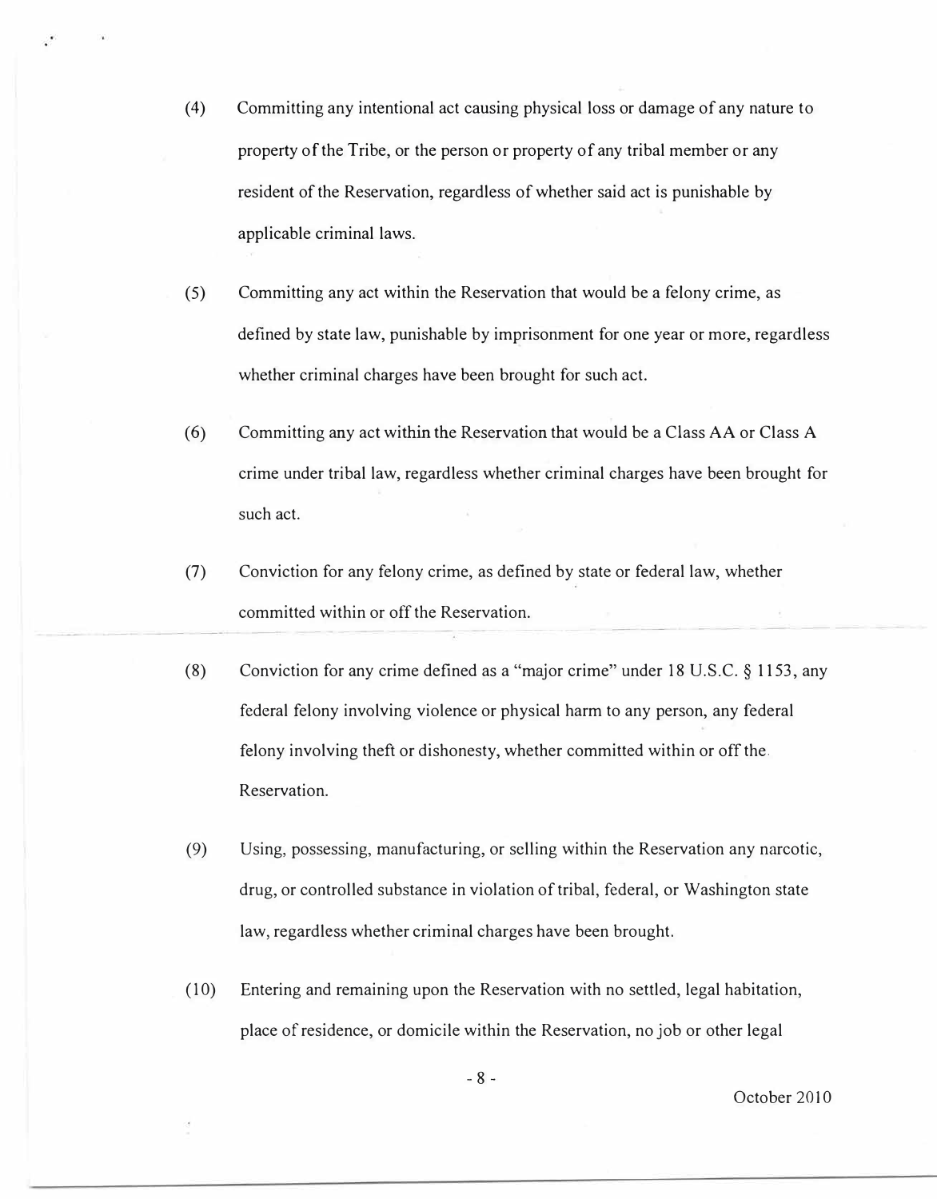(4) Committing any intentional act causing physical loss or damage of any nature to property of the Tribe, or the person or property of any tribal member or any resident of the Reservation, regardless of whether said act is punishable by applicable criminal laws.

(5) Committing any act within the Reservation that would be a felony crime, as defined by state law, punishable by imprisonment for one year or more, regardless whether criminal charges have been brought for such act.

(6) Committing any act within the Reservation that would be a Class AA or Class A crime under tribal law, regardless whether criminal charges have been brought for such act.

(7) Conviction for any felony crime, as defined by state or federal law, whether committed within or off the Reservation.

(8) Conviction for any crime defined as a "major crime" under 18 U.S.C. § 1153, any federal felony involving violence or physical harm to any person, any federal felony involving theft or dishonesty, whether committed within or off the Reservation.

(9) Using, possessing, manufacturing, or selling within the Reservation any narcotic, drug, or controlled substance in violation of tribal, federal, or Washington state law, regardless whether criminal charges have been brought.

(10) Entering and remaining upon the Reservation with no settled, legal habitation, place of residence, or domicile within the Reservation, no job or other legal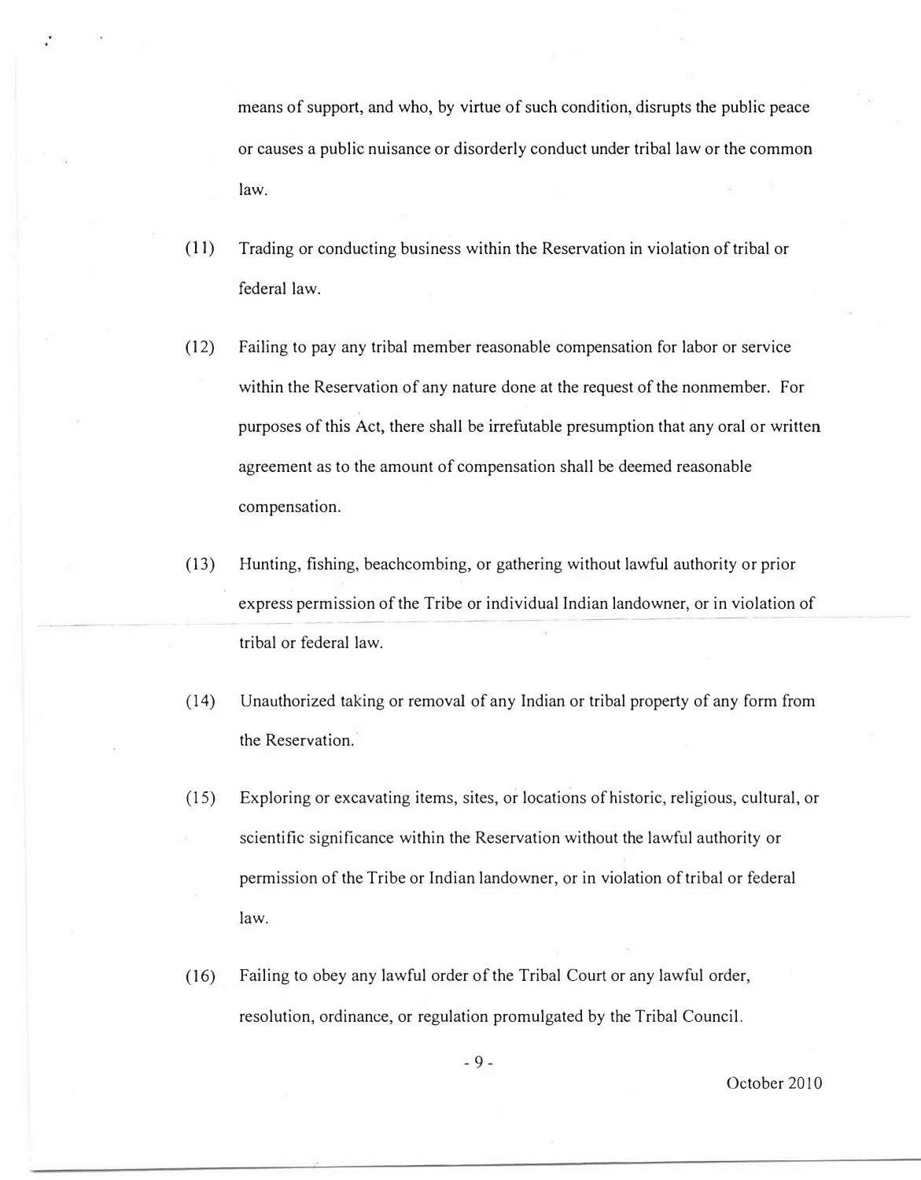means of support, and who, by virtue of such condition, disrupts the public peace or causes a public nuisance or disorderly conduct under tribal law or the common law.

(11) Trading or conducting business within the Reservation in violation of tribal or federal law.

(12) Failing to pay any tribal member reasonable compensation for labor or service within the Reservation of any nature done at the request of the nonmember. For purposes of this Act, there shall be irrefutable presumption that any oral or written agreement as to the amount of compensation shall be deemed reasonable compensation.

(13) Hunting, fishing, beachcombing, or gathering without lawful authority or prior express permission of the Tribe or individual Indian landowner, or in violation of tribal or federal law.

(14) Unauthorized taking or removal of any Indian or tribal property of any form from the Reservation.

(15) Exploring or excavating items, sites, or locations of historic, religious, cultural, or scientific significance within the Reservation without the lawful authority or permission of the Tribe or Indian landowner, or in violation of tribal or federal law.

(16) Failing to obey any lawful order of the Tribal Court or any lawful order, resolution, ordinance, or regulation promulgated by the Tribal Council.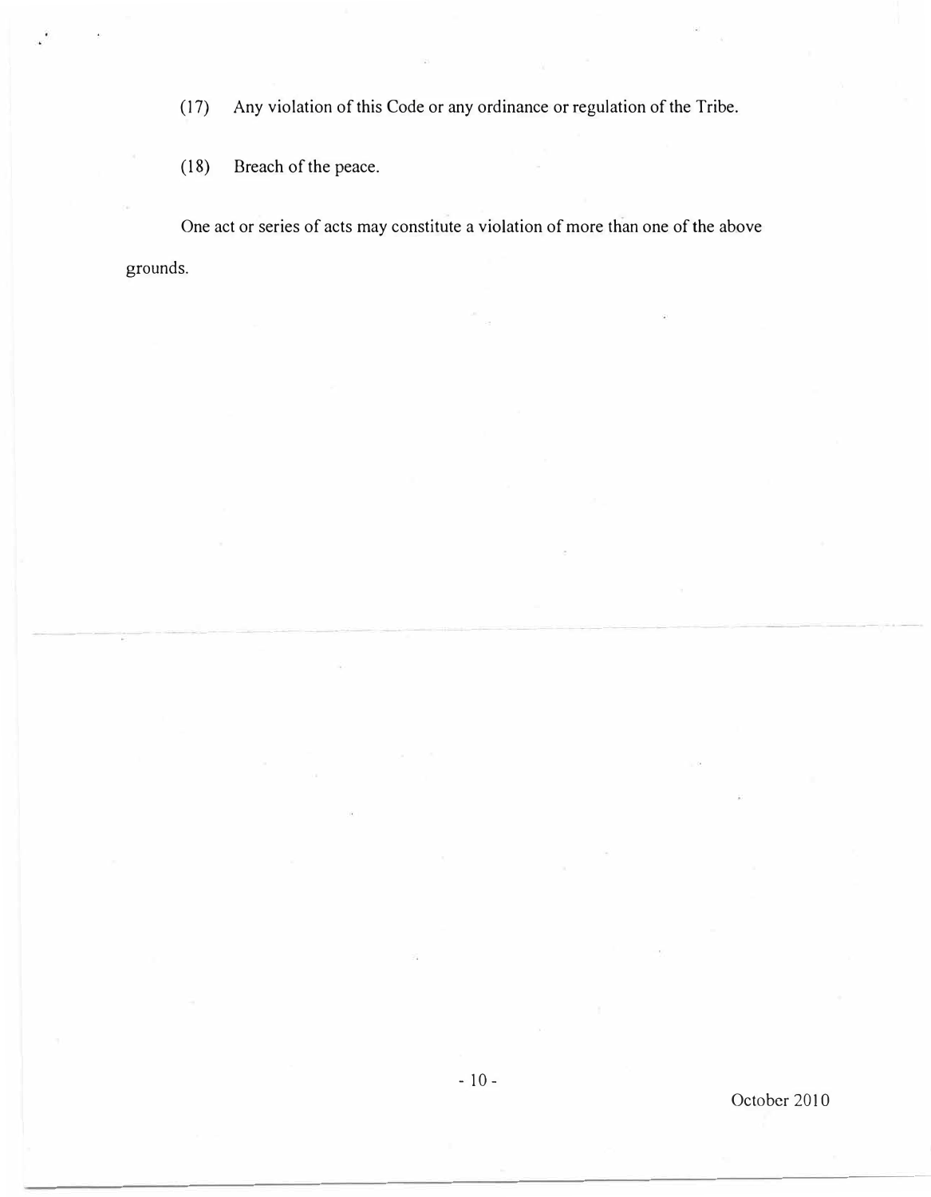(17) Any violation of this Code or any ordinance or regulation of the Tribe.

(18) Breach of the peace.

One act or series of acts may constitute a violation of more than one of the above grounds.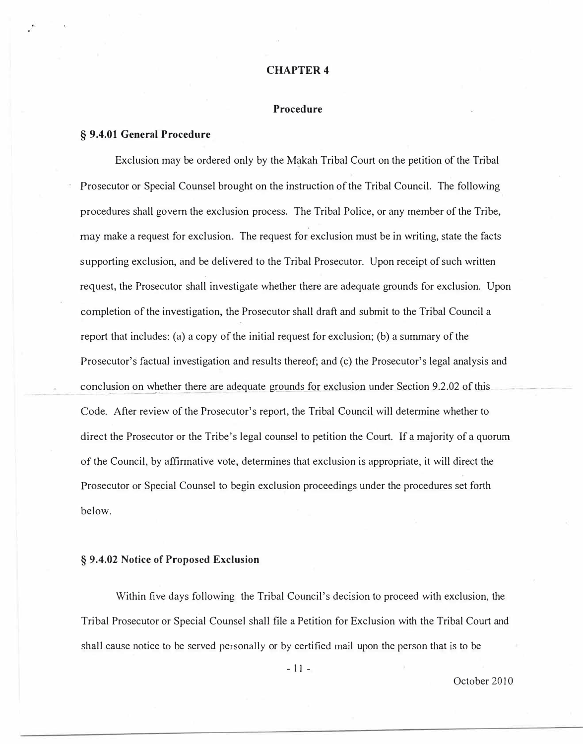# CHAPTER 4

## Procedure

### § 9.4.01 General Procedure

Exclusion may be ordered only by the Makah Tribal Court on the petition of the Tribal Prosecutor or Special Counsel brought on the instruction of the Tribal Council. The following procedures shall govern the exclusion process. The Tribal Police, or any member of the Tribe, may make a request for exclusion. The request for exclusion must be in writing, state the facts supporting exclusion, and be delivered to the Tribal Prosecutor. Upon receipt of such written request, the Prosecutor shall investigate whether there are adequate grounds for exclusion. Upon completion of the investigation, the Prosecutor shall draft and submit to the Tribal Council a report that includes: (a) a copy of the initial request for exclusion; (b) a summary of the Prosecutor's factual investigation and results thereof; and (c) the Prosecutor's legal analysis and conclusion on whether there are adequate grounds for exclusion under Section 9.2.02 of this Code. After review of the Prosecutor's report, the Tribal Council will determine whether to direct the Prosecutor or the Tribe's legal counsel to petition the Court. If a majority of a quorum of the Council, by affirmative vote, determines that exclusion is appropriate, it will direct the Prosecutor or Special Counsel to begin exclusion proceedings under the procedures set forth below.

### § 9.4.02 Notice of Proposed Exclusion

Within five days following the Tribal Council's decision to proceed with exclusion, the Tribal Prosecutor or Special Counsel shall file a Petition for Exclusion with the Tribal Court and shall cause notice to be served personally or by certified mail upon the person that is to be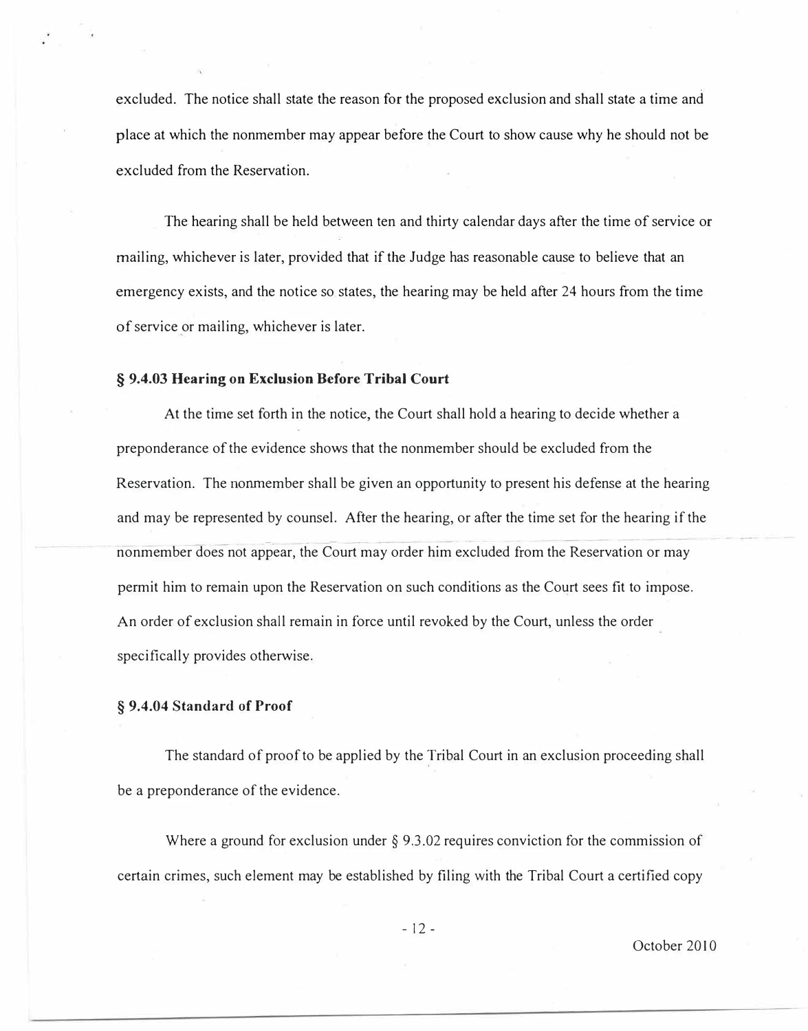excluded. The notice shall state the reason for the proposed exclusion and shall state a time and place at which the nonmember may appear before the Court to show cause why he should not be excluded from the Reservation.

The hearing shall be held between ten and thirty calendar days after the time of service or mailing, whichever is later, provided that if the Judge has reasonable cause to believe that an emergency exists, and the notice so states, the hearing may be held after 24 hours from the time of service or mailing, whichever is later.

### § 9.4.03 Hearing on Exclusion Before Tribal Court

At the time set forth in the notice, the Court shall hold a hearing to decide whether a preponderance of the evidence shows that the nonmember should be excluded from the Reservation. The nonmember shall be given an opportunity to present his defense at the hearing and may be represented by counsel. After the hearing, or after the time set for the hearing if the nonmember does not appear, the Court may order him excluded from the Reservation or may permit him to remain upon the Reservation on such conditions as the Court sees fit to impose. An order of exclusion shall remain in force until revoked by the Court, unless the order specifically provides otherwise.

### § 9.4.04 Standard of Proof

The standard of proof to be applied by the Tribal Court in an exclusion proceeding shall be a preponderance of the evidence.

Where a ground for exclusion under § 9.3.02 requires conviction for the commission of certain crimes, such element may be established by filing with the Tribal Court a certified copy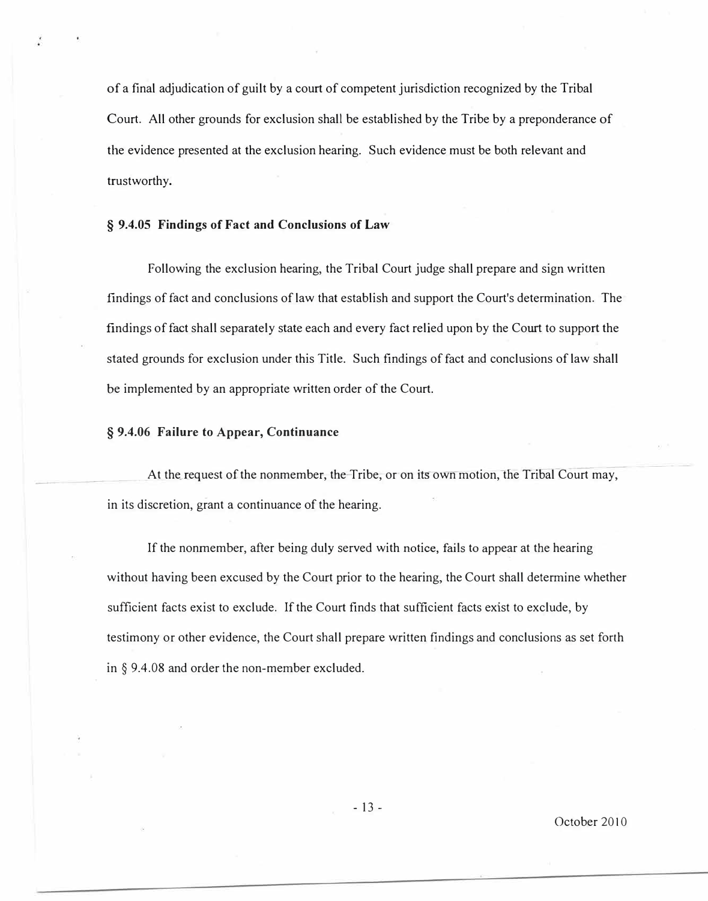of a final adjudication of guilt by a court of competent jurisdiction recognized by the Tribal Court. All other grounds for exclusion shall be established by the Tribe by a preponderance of the evidence presented at the exclusion hearing. Such evidence must be both relevant and trustworthy.

### § 9.4.05 Findings of Fact and Conclusions of Law

Following the exclusion hearing, the Tribal Court judge shall prepare and sign written findings of fact and conclusions of law that establish and support the Court's determination. The findings of fact shall separately state each and every fact relied upon by the Court to support the stated grounds for exclusion under this Title. Such findings of fact and conclusions of law shall be implemented by an appropriate written order of the Court.

### § 9.4.06 Failure to Appear, Continuance

At the request of the nonmember, the Tribe, or on its own motion, the Tribal Court may, in its discretion, grant a continuance of the hearing.

If the nonmember, after being duly served with notice, fails to appear at the hearing without having been excused by the Court prior to the hearing, the Court shall determine whether sufficient facts exist to exclude. If the Court finds that sufficient facts exist to exclude, by testimony or other evidence, the Court shall prepare written findings and conclusions as set forth in § 9.4.08 and order the non-member excluded.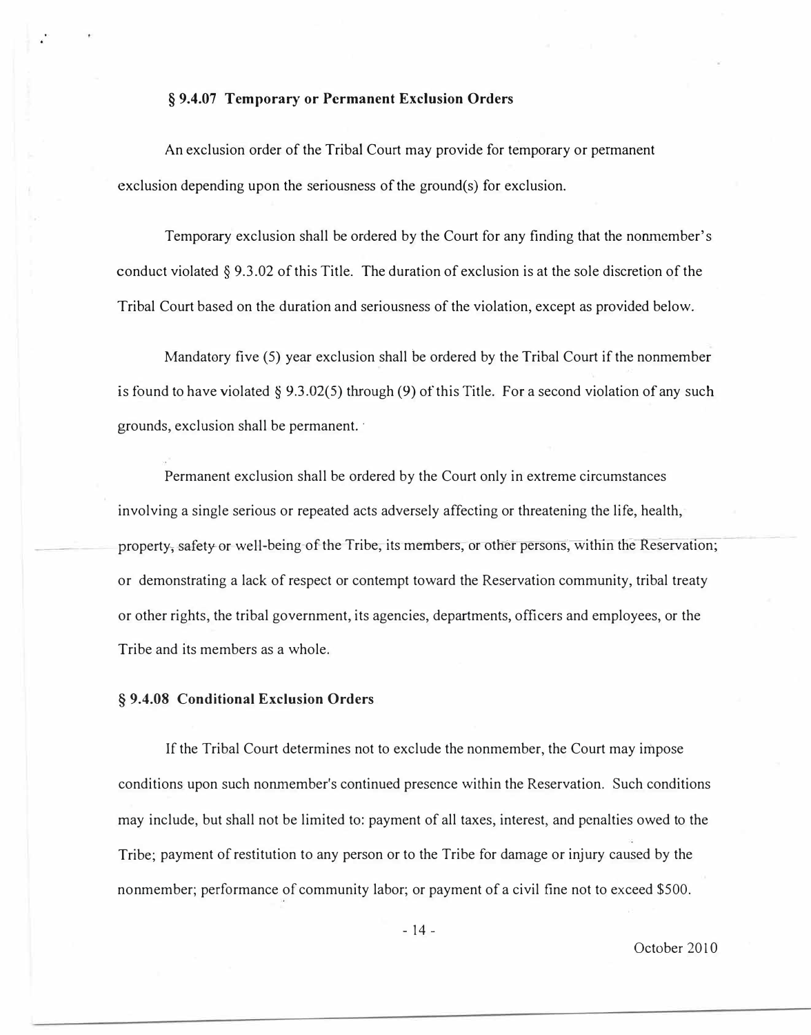### § 9.4.07 Temporary or Permanent Exclusion Orders

An exclusion order of the Tribal Court may provide for temporary or permanent exclusion depending upon the seriousness of the ground(s) for exclusion.

Temporary exclusion shall be ordered by the Court for any finding that the nonmember's conduct violated § 9.3.02 of this Title. The duration of exclusion is at the sole discretion of the Tribal Court based on the duration and seriousness of the violation, except as provided below.

Mandatory five (5) year exclusion shall be ordered by the Tribal Court if the nonmember is found to have violated § 9.3.02(5) through (9) of this Title. For a second violation of any such grounds, exclusion shall be permanent.

Permanent exclusion shall be ordered by the Court only in extreme circumstances involving a single serious or repeated acts adversely affecting or threatening the life, health, property, safety or well-being of the Tribe, its members, or other persons, within the Reservation; or demonstrating a lack of respect or contempt toward the Reservation community, tribal treaty or other rights, the tribal government, its agencies, departments, officers and employees, or the Tribe and its members as a whole.

### § 9.4.08 Conditional Exclusion Orders

If the Tribal Court determines not to exclude the nonmember, the Court may impose conditions upon such nonmember's continued presence within the Reservation. Such conditions may include, but shall not be limited to: payment of all taxes, interest, and penalties owed to the Tribe; payment of restitution to any person or to the Tribe for damage or injury caused by the nonmember; performance of community labor; or payment of a civil fine not to exceed $500.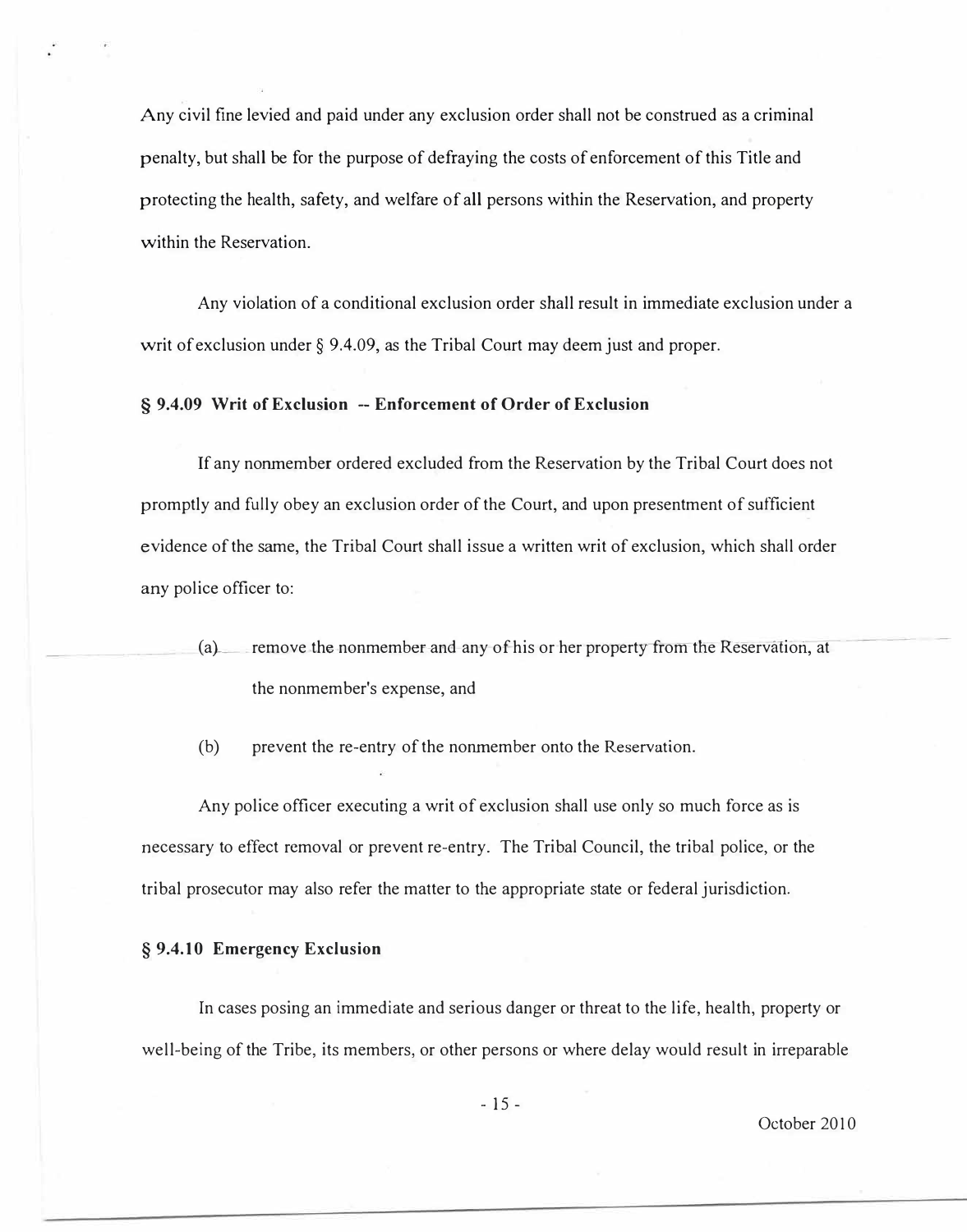Any civil fine levied and paid under any exclusion order shall not be construed as a criminal penalty, but shall be for the purpose of defraying the costs of enforcement of this Title and protecting the health, safety, and welfare of all persons within the Reservation, and property within the Reservation.

Any violation of a conditional exclusion order shall result in immediate exclusion under a writ of exclusion under § 9.4.09, as the Tribal Court may deem just and proper.

**§ 9.4.09 Writ of Exclusion -- Enforcement of Order of Exclusion**

If any nonmember ordered excluded from the Reservation by the Tribal Court does not promptly and fully obey an exclusion order of the Court, and upon presentment of sufficient evidence of the same, the Tribal Court shall issue a written writ of exclusion, which shall order any police officer to:

(a) remove the nonmember and any of his or her property from the Reservation, at the nonmember's expense, and

(b) prevent the re-entry of the nonmember onto the Reservation.

Any police officer executing a writ of exclusion shall use only so much force as is necessary to effect removal or prevent re-entry. The Tribal Council, the tribal police, or the tribal prosecutor may also refer the matter to the appropriate state or federal jurisdiction.

**§ 9.4.10 Emergency Exclusion**

In cases posing an immediate and serious danger or threat to the life, health, property or well-being of the Tribe, its members, or other persons or where delay would result in irreparable

October 2010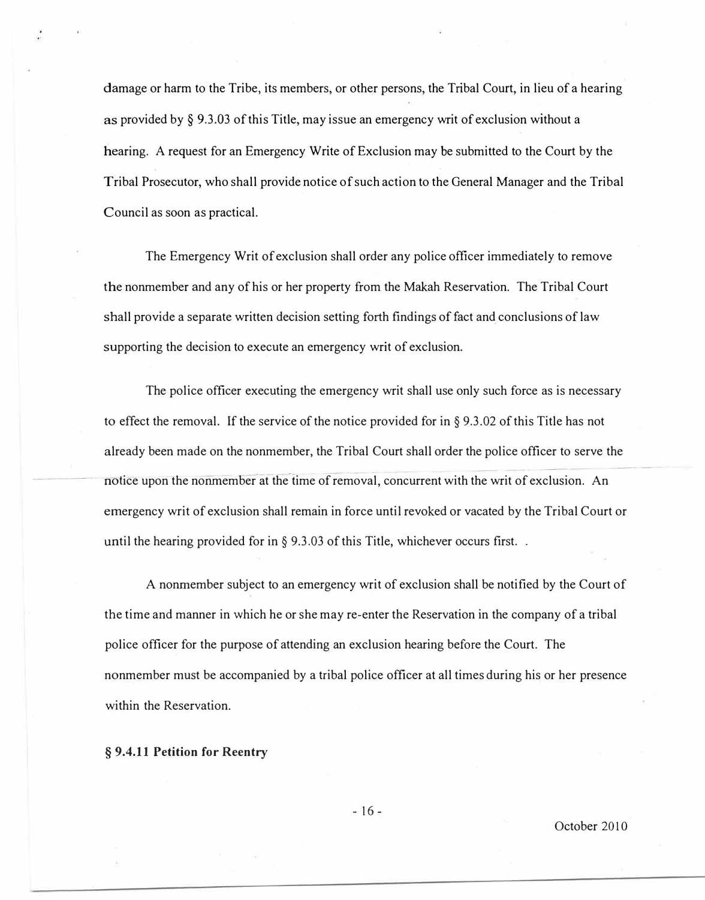damage or harm to the Tribe, its members, or other persons, the Tribal Court, in lieu of a hearing as provided by § 9.3.03 of this Title, may issue an emergency writ of exclusion without a hearing. A request for an Emergency Write of Exclusion may be submitted to the Court by the Tribal Prosecutor, who shall provide notice of such action to the General Manager and the Tribal Council as soon as practical.

The Emergency Writ of exclusion shall order any police officer immediately to remove the nonmember and any of his or her property from the Makah Reservation. The Tribal Court shall provide a separate written decision setting forth findings of fact and conclusions of law supporting the decision to execute an emergency writ of exclusion.

The police officer executing the emergency writ shall use only such force as is necessary to effect the removal. If the service of the notice provided for in § 9.3.02 of this Title has not already been made on the nonmember, the Tribal Court shall order the police officer to serve the notice upon the nonmember at the time of removal, concurrent with the writ of exclusion. An emergency writ of exclusion shall remain in force until revoked or vacated by the Tribal Court or until the hearing provided for in § 9.3.03 of this Title, whichever occurs first. .

A nonmember subject to an emergency writ of exclusion shall be notified by the Court of the time and manner in which he or she may re-enter the Reservation in the company of a tribal police officer for the purpose of attending an exclusion hearing before the Court. The nonmember must be accompanied by a tribal police officer at all times during his or her presence within the Reservation.

**§ 9.4.11 Petition for Reentry**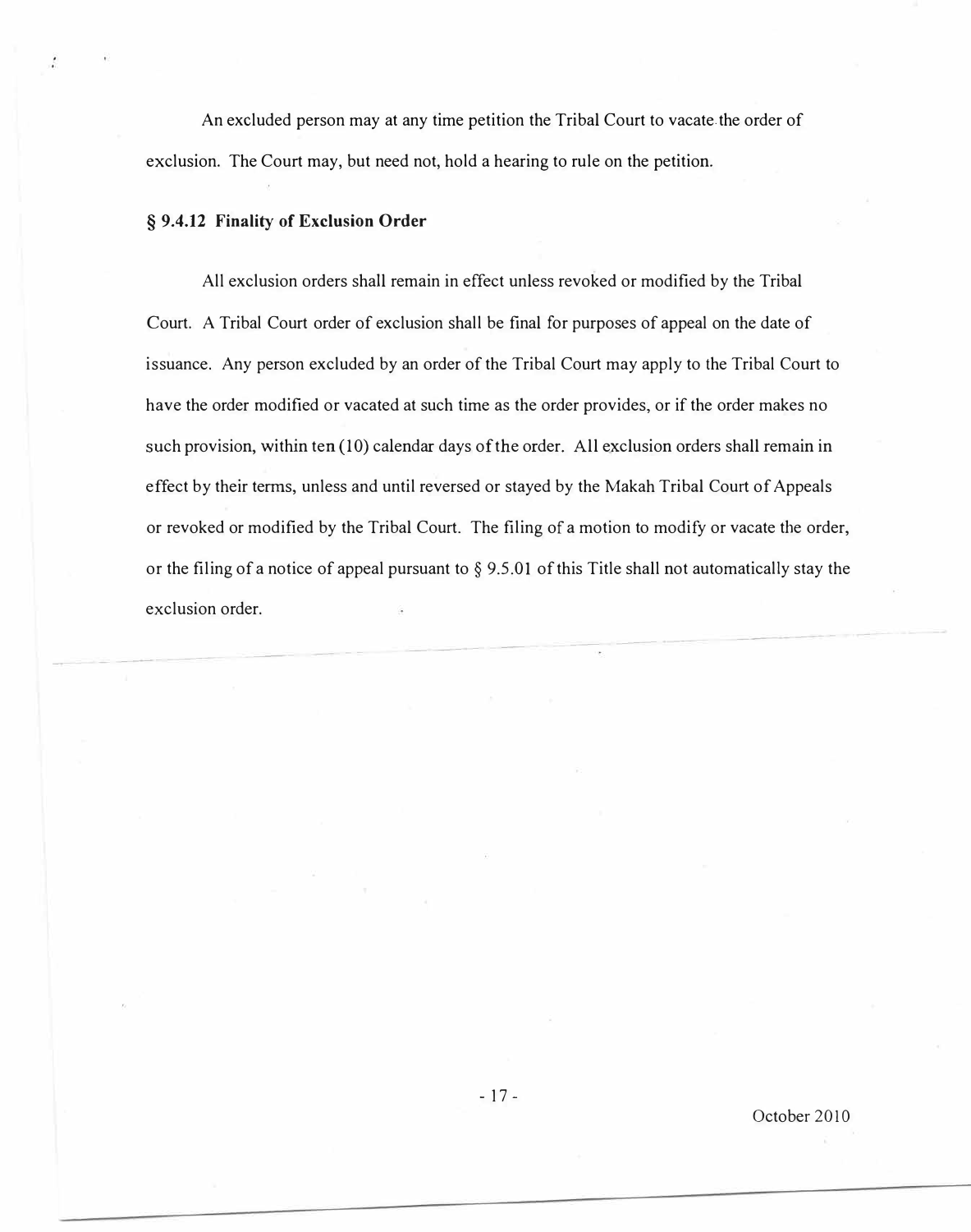An excluded person may at any time petition the Tribal Court to vacate the order of exclusion. The Court may, but need not, hold a hearing to rule on the petition.

**§ 9.4.12 Finality of Exclusion Order**

All exclusion orders shall remain in effect unless revoked or modified by the Tribal Court. A Tribal Court order of exclusion shall be final for purposes of appeal on the date of issuance. Any person excluded by an order of the Tribal Court may apply to the Tribal Court to have the order modified or vacated at such time as the order provides, or if the order makes no such provision, within ten (10) calendar days of the order. All exclusion orders shall remain in effect by their terms, unless and until reversed or stayed by the Makah Tribal Court of Appeals or revoked or modified by the Tribal Court. The filing of a motion to modify or vacate the order, or the filing of a notice of appeal pursuant to § 9.5.01 of this Title shall not automatically stay the exclusion order.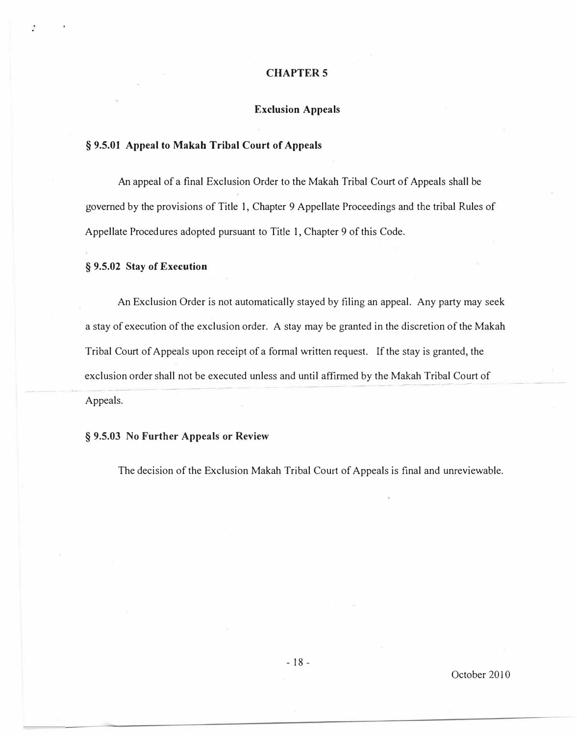# CHAPTER 5

## Exclusion Appeals

### § 9.5.01 Appeal to Makah Tribal Court of Appeals

An appeal of a final Exclusion Order to the Makah Tribal Court of Appeals shall be governed by the provisions of Title 1, Chapter 9 Appellate Proceedings and the tribal Rules of Appellate Procedures adopted pursuant to Title 1, Chapter 9 of this Code.

### § 9.5.02 Stay of Execution

An Exclusion Order is not automatically stayed by filing an appeal. Any party may seek a stay of execution of the exclusion order. A stay may be granted in the discretion of the Makah Tribal Court of Appeals upon receipt of a formal written request. If the stay is granted, the exclusion order shall not be executed unless and until affirmed by the Makah Tribal Court of Appeals.

### § 9.5.03 No Further Appeals or Review

The decision of the Exclusion Makah Tribal Court of Appeals is final and unreviewable.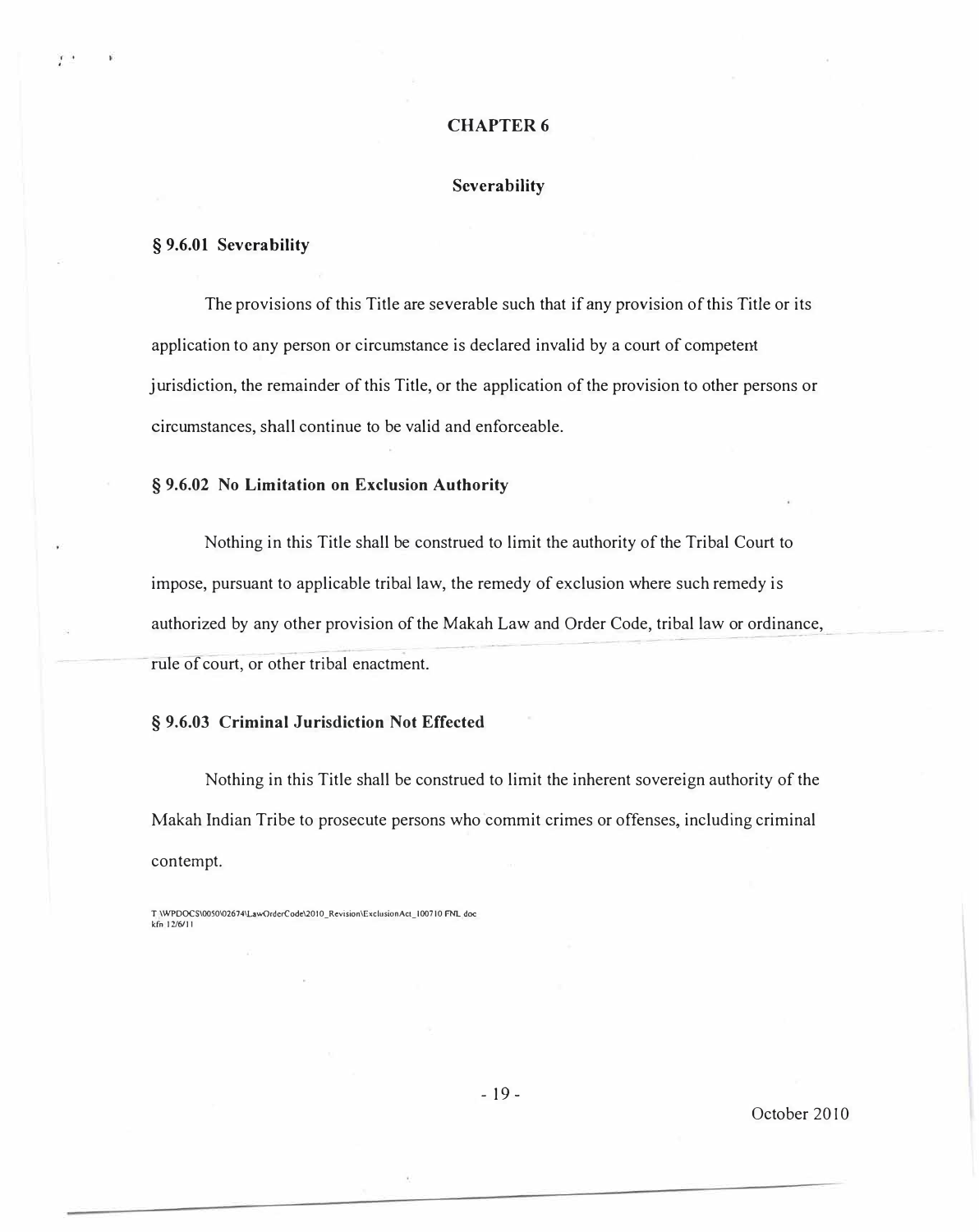# CHAPTER 6

## Severability

### § 9.6.01 Severability

The provisions of this Title are severable such that if any provision of this Title or its application to any person or circumstance is declared invalid by a court of competent jurisdiction, the remainder of this Title, or the application of the provision to other persons or circumstances, shall continue to be valid and enforceable.

### § 9.6.02 No Limitation on Exclusion Authority

Nothing in this Title shall be construed to limit the authority of the Tribal Court to impose, pursuant to applicable tribal law, the remedy of exclusion where such remedy is authorized by any other provision of the Makah Law and Order Code, tribal law or ordinance, rule of court, or other tribal enactment.

### § 9.6.03 Criminal Jurisdiction Not Effected

Nothing in this Title shall be construed to limit the inherent sovereign authority of the Makah Indian Tribe to prosecute persons who commit crimes or offenses, including criminal contempt.

T:\WPDOCS\0050\02674\LawOrderCode\2010_Revision\ExclusionAct_100710 FNL.doc
kfn 12/6/11